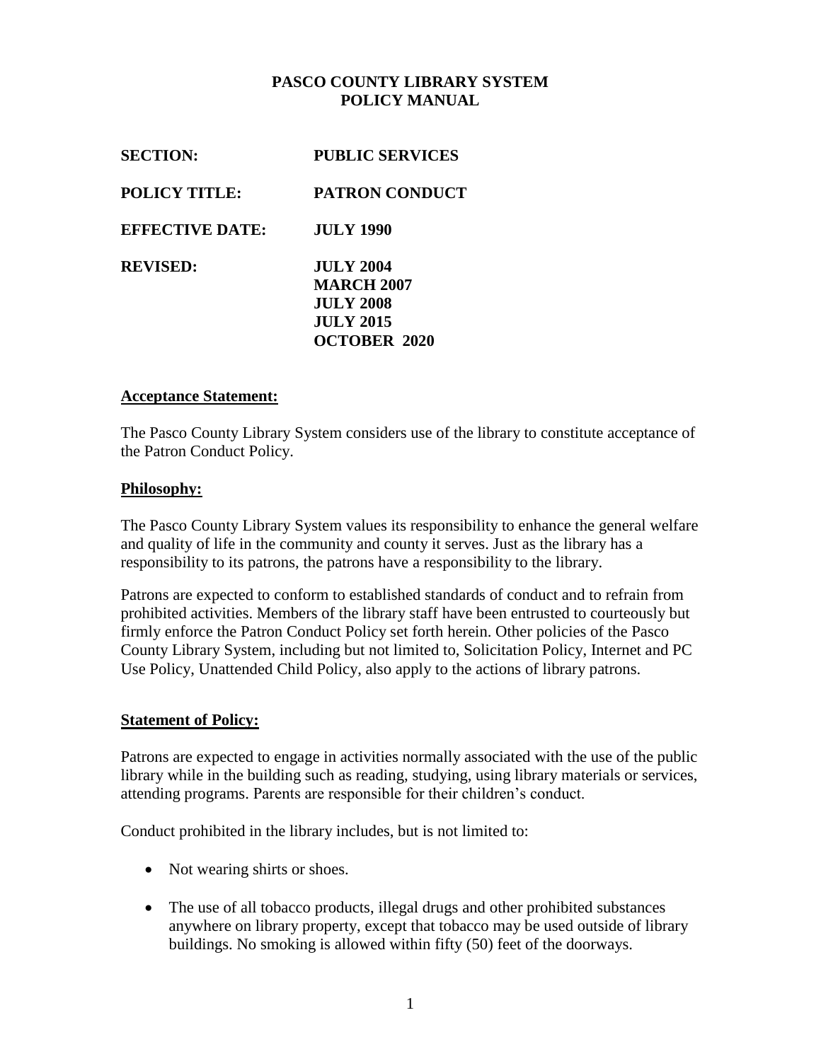# PASCO COUNTY LIBRARY SYSTEM
# POLICY MANUAL

**SECTION:** PUBLIC SERVICES

**POLICY TITLE:** PATRON CONDUCT

**EFFECTIVE DATE:** JULY 1990

**REVISED:** JULY 2004
MARCH 2007
JULY 2008
JULY 2015
OCTOBER 2020

## Acceptance Statement:

The Pasco County Library System considers use of the library to constitute acceptance of the Patron Conduct Policy.

## Philosophy:

The Pasco County Library System values its responsibility to enhance the general welfare and quality of life in the community and county it serves. Just as the library has a responsibility to its patrons, the patrons have a responsibility to the library.

Patrons are expected to conform to established standards of conduct and to refrain from prohibited activities. Members of the library staff have been entrusted to courteously but firmly enforce the Patron Conduct Policy set forth herein. Other policies of the Pasco County Library System, including but not limited to, Solicitation Policy, Internet and PC Use Policy, Unattended Child Policy, also apply to the actions of library patrons.

## Statement of Policy:

Patrons are expected to engage in activities normally associated with the use of the public library while in the building such as reading, studying, using library materials or services, attending programs. Parents are responsible for their children's conduct.

Conduct prohibited in the library includes, but is not limited to:

- Not wearing shirts or shoes.
- The use of all tobacco products, illegal drugs and other prohibited substances anywhere on library property, except that tobacco may be used outside of library buildings. No smoking is allowed within fifty (50) feet of the doorways.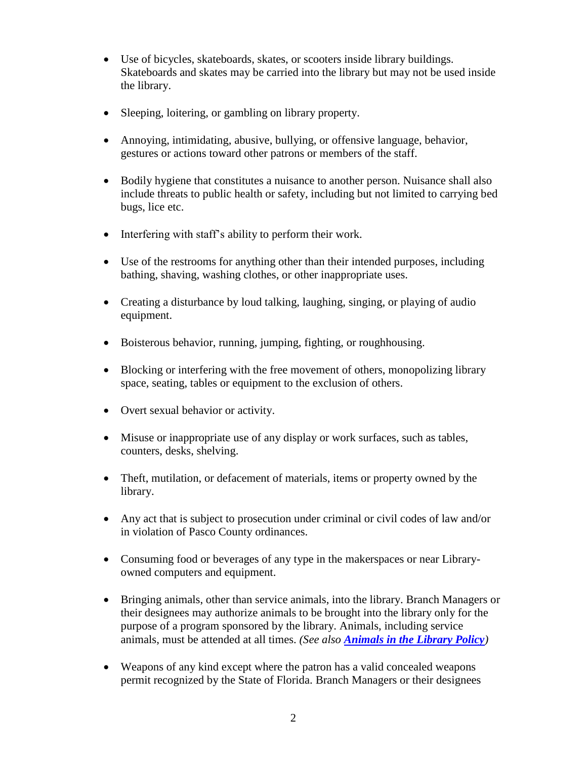- Use of bicycles, skateboards, skates, or scooters inside library buildings. Skateboards and skates may be carried into the library but may not be used inside the library.

- Sleeping, loitering, or gambling on library property.

- Annoying, intimidating, abusive, bullying, or offensive language, behavior, gestures or actions toward other patrons or members of the staff.

- Bodily hygiene that constitutes a nuisance to another person. Nuisance shall also include threats to public health or safety, including but not limited to carrying bed bugs, lice etc.

- Interfering with staff's ability to perform their work.

- Use of the restrooms for anything other than their intended purposes, including bathing, shaving, washing clothes, or other inappropriate uses.

- Creating a disturbance by loud talking, laughing, singing, or playing of audio equipment.

- Boisterous behavior, running, jumping, fighting, or roughhousing.

- Blocking or interfering with the free movement of others, monopolizing library space, seating, tables or equipment to the exclusion of others.

- Overt sexual behavior or activity.

- Misuse or inappropriate use of any display or work surfaces, such as tables, counters, desks, shelving.

- Theft, mutilation, or defacement of materials, items or property owned by the library.

- Any act that is subject to prosecution under criminal or civil codes of law and/or in violation of Pasco County ordinances.

- Consuming food or beverages of any type in the makerspaces or near Library-owned computers and equipment.

- Bringing animals, other than service animals, into the library. Branch Managers or their designees may authorize animals to be brought into the library only for the purpose of a program sponsored by the library. Animals, including service animals, must be attended at all times. *(See also **Animals in the Library Policy**)*

- Weapons of any kind except where the patron has a valid concealed weapons permit recognized by the State of Florida. Branch Managers or their designees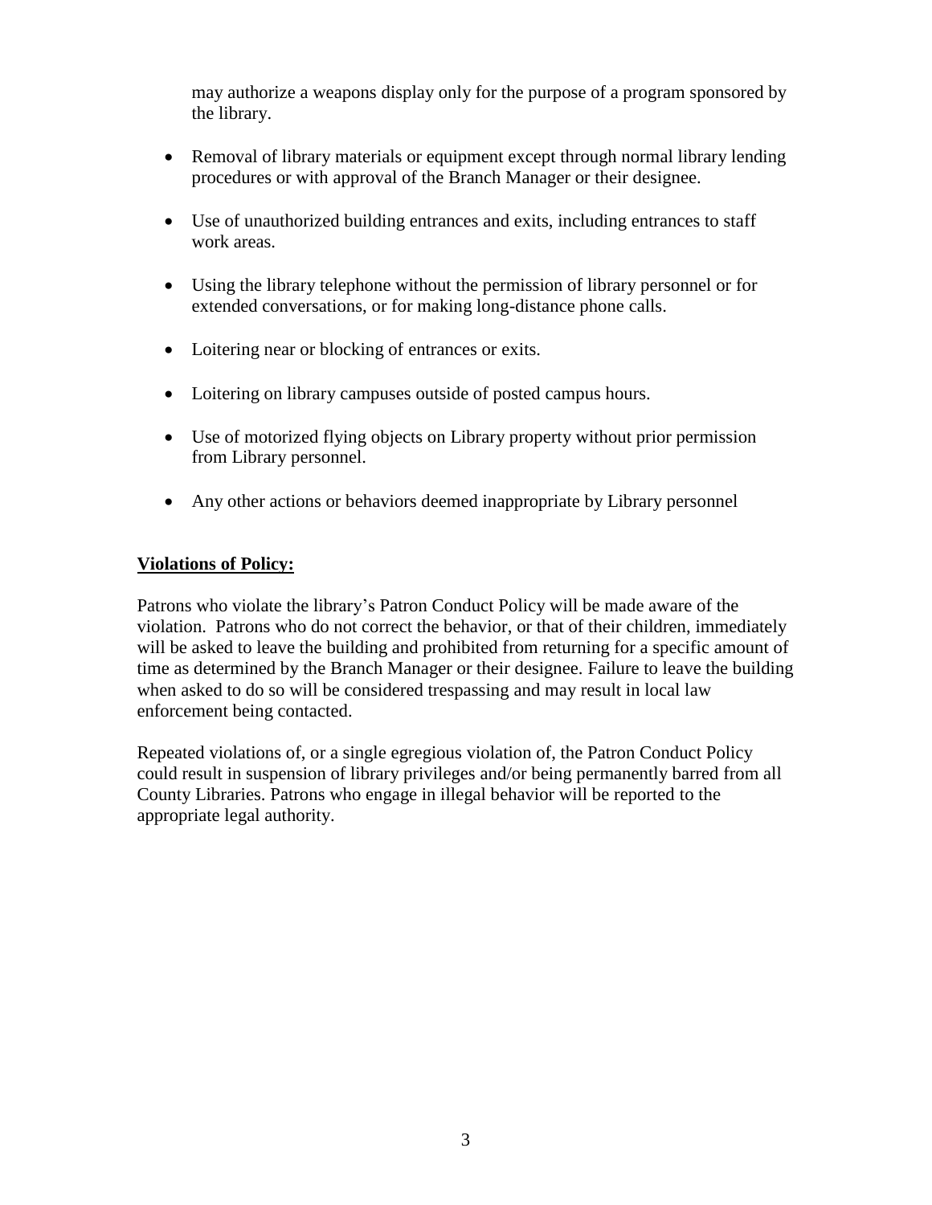may authorize a weapons display only for the purpose of a program sponsored by the library.

- Removal of library materials or equipment except through normal library lending procedures or with approval of the Branch Manager or their designee.

- Use of unauthorized building entrances and exits, including entrances to staff work areas.

- Using the library telephone without the permission of library personnel or for extended conversations, or for making long-distance phone calls.

- Loitering near or blocking of entrances or exits.

- Loitering on library campuses outside of posted campus hours.

- Use of motorized flying objects on Library property without prior permission from Library personnel.

- Any other actions or behaviors deemed inappropriate by Library personnel

**Violations of Policy:**

Patrons who violate the library's Patron Conduct Policy will be made aware of the violation. Patrons who do not correct the behavior, or that of their children, immediately will be asked to leave the building and prohibited from returning for a specific amount of time as determined by the Branch Manager or their designee. Failure to leave the building when asked to do so will be considered trespassing and may result in local law enforcement being contacted.

Repeated violations of, or a single egregious violation of, the Patron Conduct Policy could result in suspension of library privileges and/or being permanently barred from all County Libraries. Patrons who engage in illegal behavior will be reported to the appropriate legal authority.